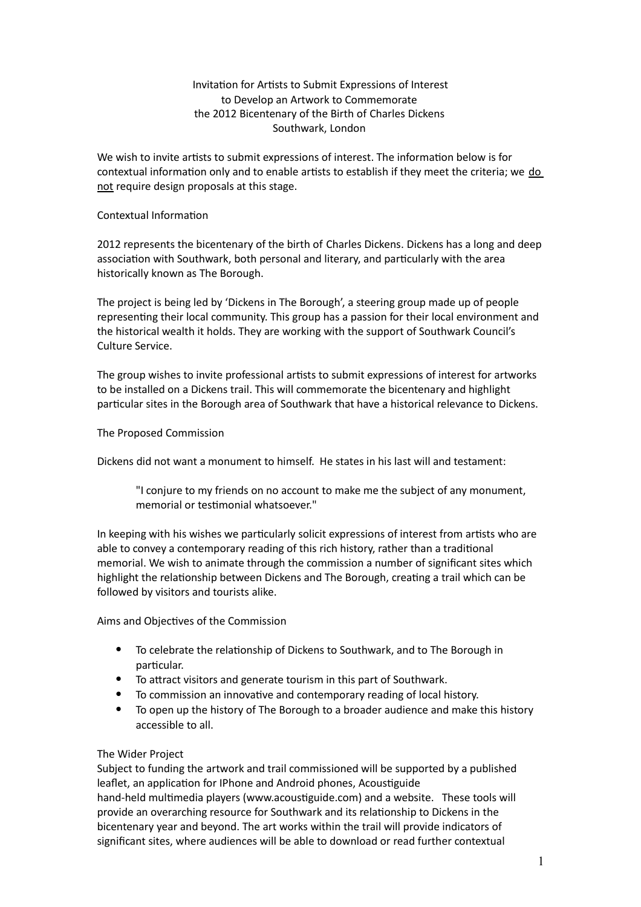# Invitation for Artists to Submit Expressions of Interest to Develop an Artwork to Commemorate the 2012 Bicentenary of the Birth of Charles Dickens Southwark, London

We wish to invite artists to submit expressions of interest. The information below is for contextual information only and to enable artists to establish if they meet the criteria; we <u>do not</u> require design proposals at this stage.

## Contextual Information

2012 represents the bicentenary of the birth of Charles Dickens. Dickens has a long and deep association with Southwark, both personal and literary, and particularly with the area historically known as The Borough.

The project is being led by 'Dickens in The Borough', a steering group made up of people representing their local community. This group has a passion for their local environment and the historical wealth it holds. They are working with the support of Southwark Council's Culture Service.

The group wishes to invite professional artists to submit expressions of interest for artworks to be installed on a Dickens trail. This will commemorate the bicentenary and highlight particular sites in the Borough area of Southwark that have a historical relevance to Dickens.

## The Proposed Commission

Dickens did not want a monument to himself. He states in his last will and testament:

> "I conjure to my friends on no account to make me the subject of any monument, memorial or testimonial whatsoever."

In keeping with his wishes we particularly solicit expressions of interest from artists who are able to convey a contemporary reading of this rich history, rather than a traditional memorial. We wish to animate through the commission a number of significant sites which highlight the relationship between Dickens and The Borough, creating a trail which can be followed by visitors and tourists alike.

## Aims and Objectives of the Commission

- To celebrate the relationship of Dickens to Southwark, and to The Borough in particular.
- To attract visitors and generate tourism in this part of Southwark.
- To commission an innovative and contemporary reading of local history.
- To open up the history of The Borough to a broader audience and make this history accessible to all.

## The Wider Project

Subject to funding the artwork and trail commissioned will be supported by a published leaflet, an application for IPhone and Android phones, Acoustiguide hand-held multimedia players (www.acoustiguide.com) and a website. These tools will provide an overarching resource for Southwark and its relationship to Dickens in the bicentenary year and beyond. The art works within the trail will provide indicators of significant sites, where audiences will be able to download or read further contextual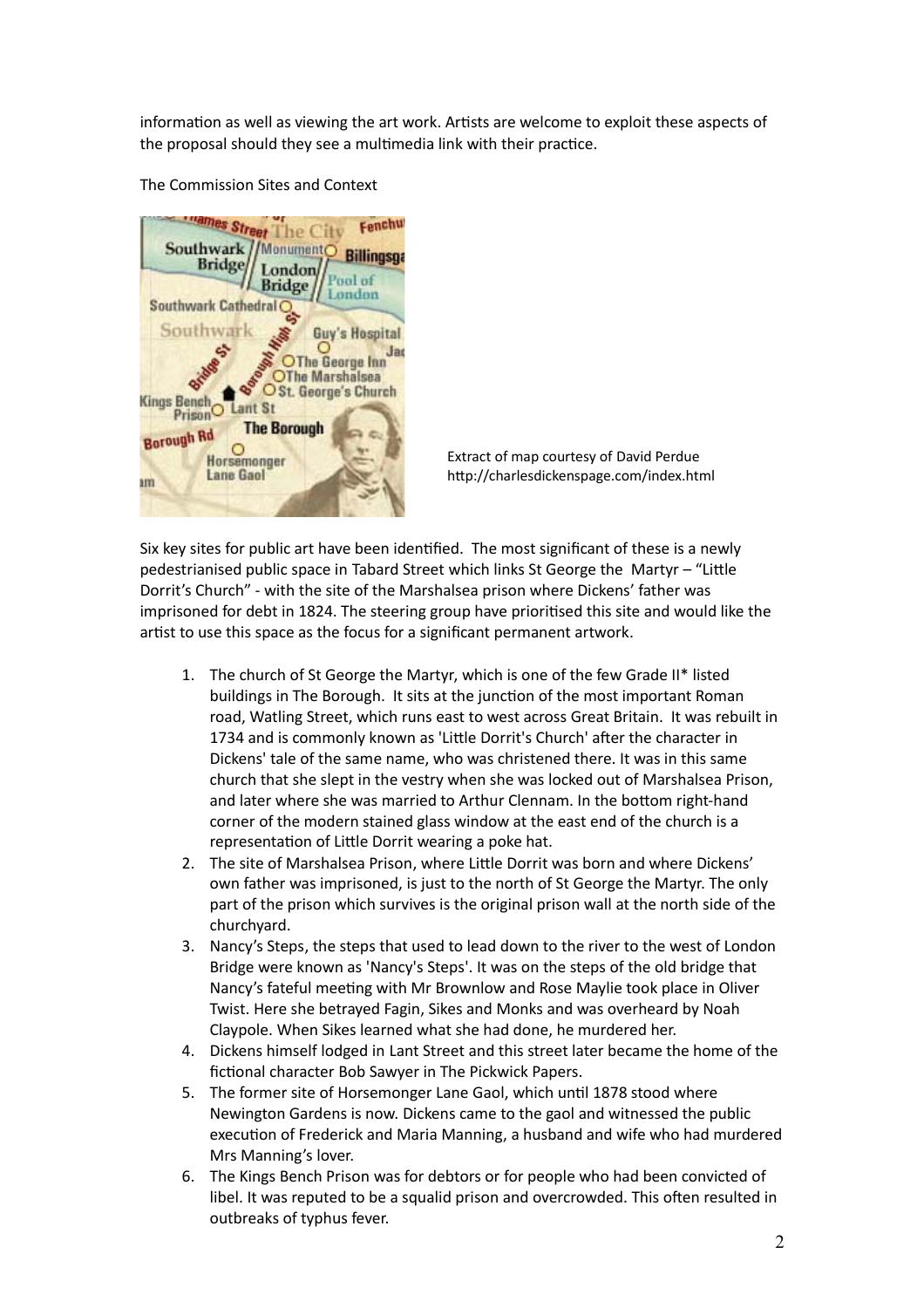information as well as viewing the art work. Artists are welcome to exploit these aspects of the proposal should they see a multimedia link with their practice.

The Commission Sites and Context

Extract of map courtesy of David Perdue
http://charlesdickenspage.com/index.html

Six key sites for public art have been identified. The most significant of these is a newly pedestrianised public space in Tabard Street which links St George the Martyr – "Little Dorrit's Church" - with the site of the Marshalsea prison where Dickens' father was imprisoned for debt in 1824. The steering group have prioritised this site and would like the artist to use this space as the focus for a significant permanent artwork.

1. The church of St George the Martyr, which is one of the few Grade II* listed buildings in The Borough. It sits at the junction of the most important Roman road, Watling Street, which runs east to west across Great Britain. It was rebuilt in 1734 and is commonly known as 'Little Dorrit's Church' after the character in Dickens' tale of the same name, who was christened there. It was in this same church that she slept in the vestry when she was locked out of Marshalsea Prison, and later where she was married to Arthur Clennam. In the bottom right-hand corner of the modern stained glass window at the east end of the church is a representation of Little Dorrit wearing a poke hat.
2. The site of Marshalsea Prison, where Little Dorrit was born and where Dickens' own father was imprisoned, is just to the north of St George the Martyr. The only part of the prison which survives is the original prison wall at the north side of the churchyard.
3. Nancy's Steps, the steps that used to lead down to the river to the west of London Bridge were known as 'Nancy's Steps'. It was on the steps of the old bridge that Nancy's fateful meeting with Mr Brownlow and Rose Maylie took place in Oliver Twist. Here she betrayed Fagin, Sikes and Monks and was overheard by Noah Claypole. When Sikes learned what she had done, he murdered her.
4. Dickens himself lodged in Lant Street and this street later became the home of the fictional character Bob Sawyer in The Pickwick Papers.
5. The former site of Horsemonger Lane Gaol, which until 1878 stood where Newington Gardens is now. Dickens came to the gaol and witnessed the public execution of Frederick and Maria Manning, a husband and wife who had murdered Mrs Manning's lover.
6. The Kings Bench Prison was for debtors or for people who had been convicted of libel. It was reputed to be a squalid prison and overcrowded. This often resulted in outbreaks of typhus fever.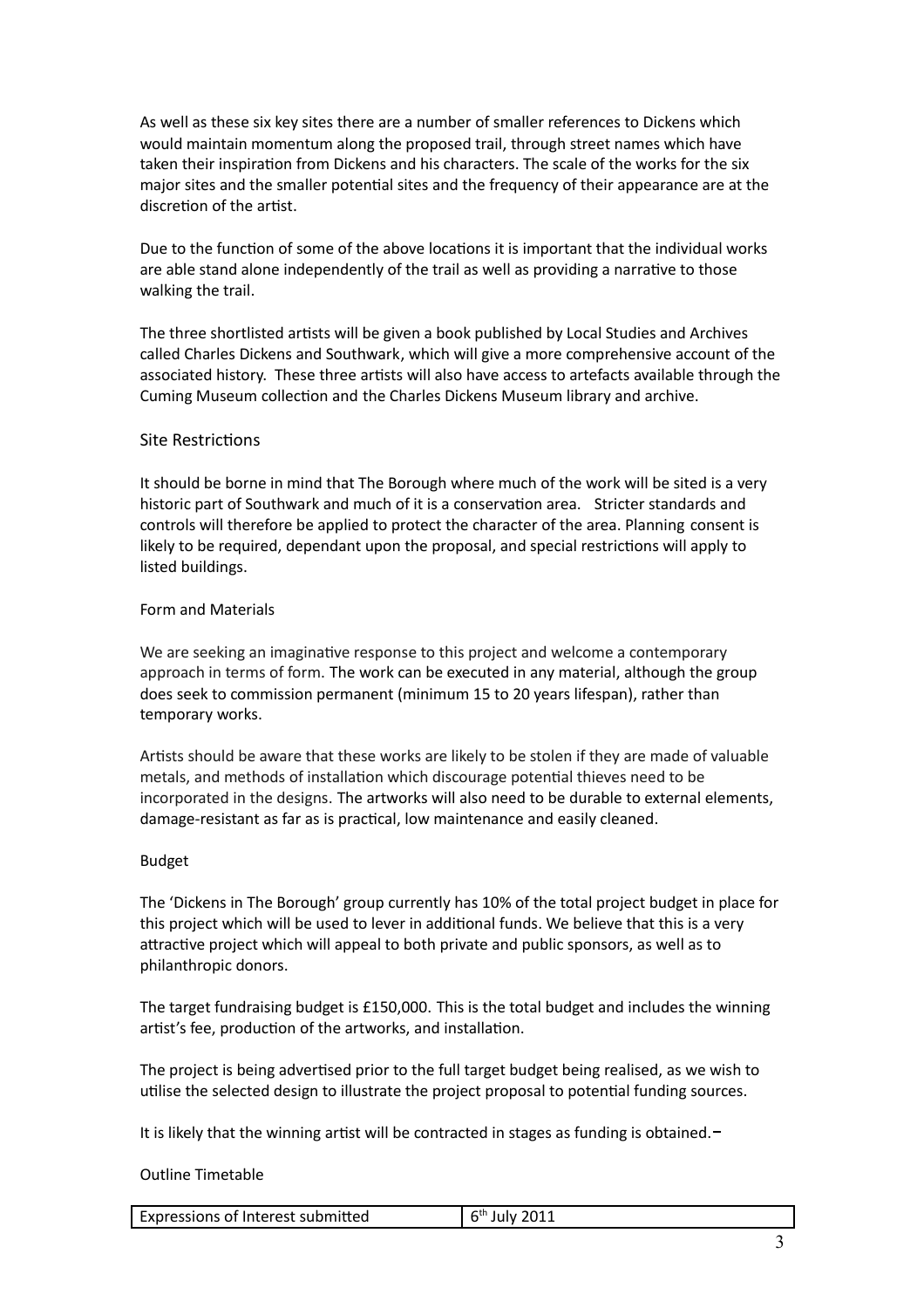As well as these six key sites there are a number of smaller references to Dickens which would maintain momentum along the proposed trail, through street names which have taken their inspiration from Dickens and his characters. The scale of the works for the six major sites and the smaller potential sites and the frequency of their appearance are at the discretion of the artist.

Due to the function of some of the above locations it is important that the individual works are able stand alone independently of the trail as well as providing a narrative to those walking the trail.

The three shortlisted artists will be given a book published by Local Studies and Archives called Charles Dickens and Southwark, which will give a more comprehensive account of the associated history. These three artists will also have access to artefacts available through the Cuming Museum collection and the Charles Dickens Museum library and archive.

## Site Restrictions

It should be borne in mind that The Borough where much of the work will be sited is a very historic part of Southwark and much of it is a conservation area. Stricter standards and controls will therefore be applied to protect the character of the area. Planning consent is likely to be required, dependant upon the proposal, and special restrictions will apply to listed buildings.

## Form and Materials

We are seeking an imaginative response to this project and welcome a contemporary approach in terms of form. The work can be executed in any material, although the group does seek to commission permanent (minimum 15 to 20 years lifespan), rather than temporary works.

Artists should be aware that these works are likely to be stolen if they are made of valuable metals, and methods of installation which discourage potential thieves need to be incorporated in the designs. The artworks will also need to be durable to external elements, damage-resistant as far as is practical, low maintenance and easily cleaned.

## Budget

The 'Dickens in The Borough' group currently has 10% of the total project budget in place for this project which will be used to lever in additional funds. We believe that this is a very attractive project which will appeal to both private and public sponsors, as well as to philanthropic donors.

The target fundraising budget is £150,000. This is the total budget and includes the winning artist's fee, production of the artworks, and installation.

The project is being advertised prior to the full target budget being realised, as we wish to utilise the selected design to illustrate the project proposal to potential funding sources.

It is likely that the winning artist will be contracted in stages as funding is obtained.

## Outline Timetable

| Expressions of Interest submitted | 6th July 2011 |
| --- | --- |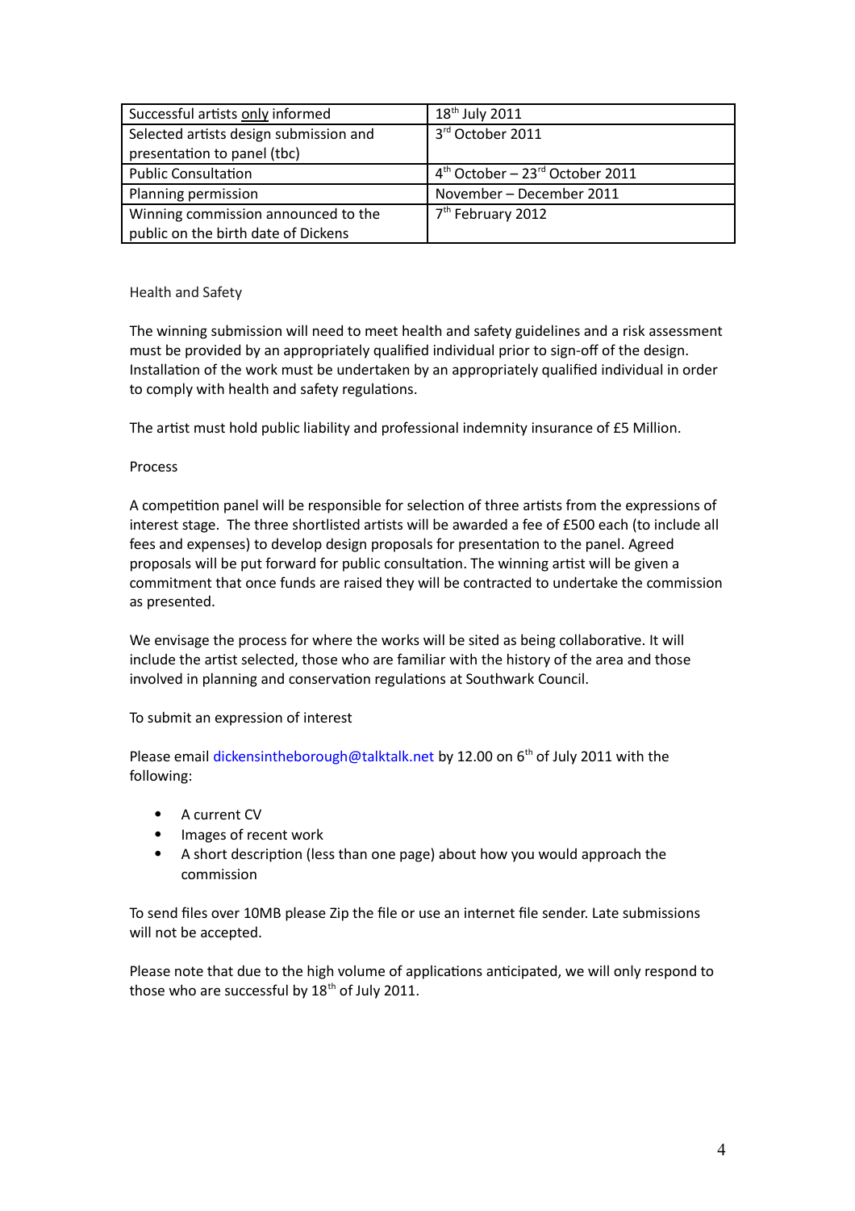| | |
|---|---|
| Successful artists <u>only</u> informed | 18th July 2011 |
| Selected artists design submission and presentation to panel (tbc) | 3rd October 2011 |
| Public Consultation | 4th October – 23rd October 2011 |
| Planning permission | November – December 2011 |
| Winning commission announced to the public on the birth date of Dickens | 7th February 2012 |

## Health and Safety

The winning submission will need to meet health and safety guidelines and a risk assessment must be provided by an appropriately qualified individual prior to sign-off of the design. Installation of the work must be undertaken by an appropriately qualified individual in order to comply with health and safety regulations.

The artist must hold public liability and professional indemnity insurance of £5 Million.

## Process

A competition panel will be responsible for selection of three artists from the expressions of interest stage. The three shortlisted artists will be awarded a fee of £500 each (to include all fees and expenses) to develop design proposals for presentation to the panel. Agreed proposals will be put forward for public consultation. The winning artist will be given a commitment that once funds are raised they will be contracted to undertake the commission as presented.

We envisage the process for where the works will be sited as being collaborative. It will include the artist selected, those who are familiar with the history of the area and those involved in planning and conservation regulations at Southwark Council.

## To submit an expression of interest

Please email dickensintheborough@talktalk.net by 12.00 on 6th of July 2011 with the following:

- A current CV
- Images of recent work
- A short description (less than one page) about how you would approach the commission

To send files over 10MB please Zip the file or use an internet file sender. Late submissions will not be accepted.

Please note that due to the high volume of applications anticipated, we will only respond to those who are successful by 18th of July 2011.